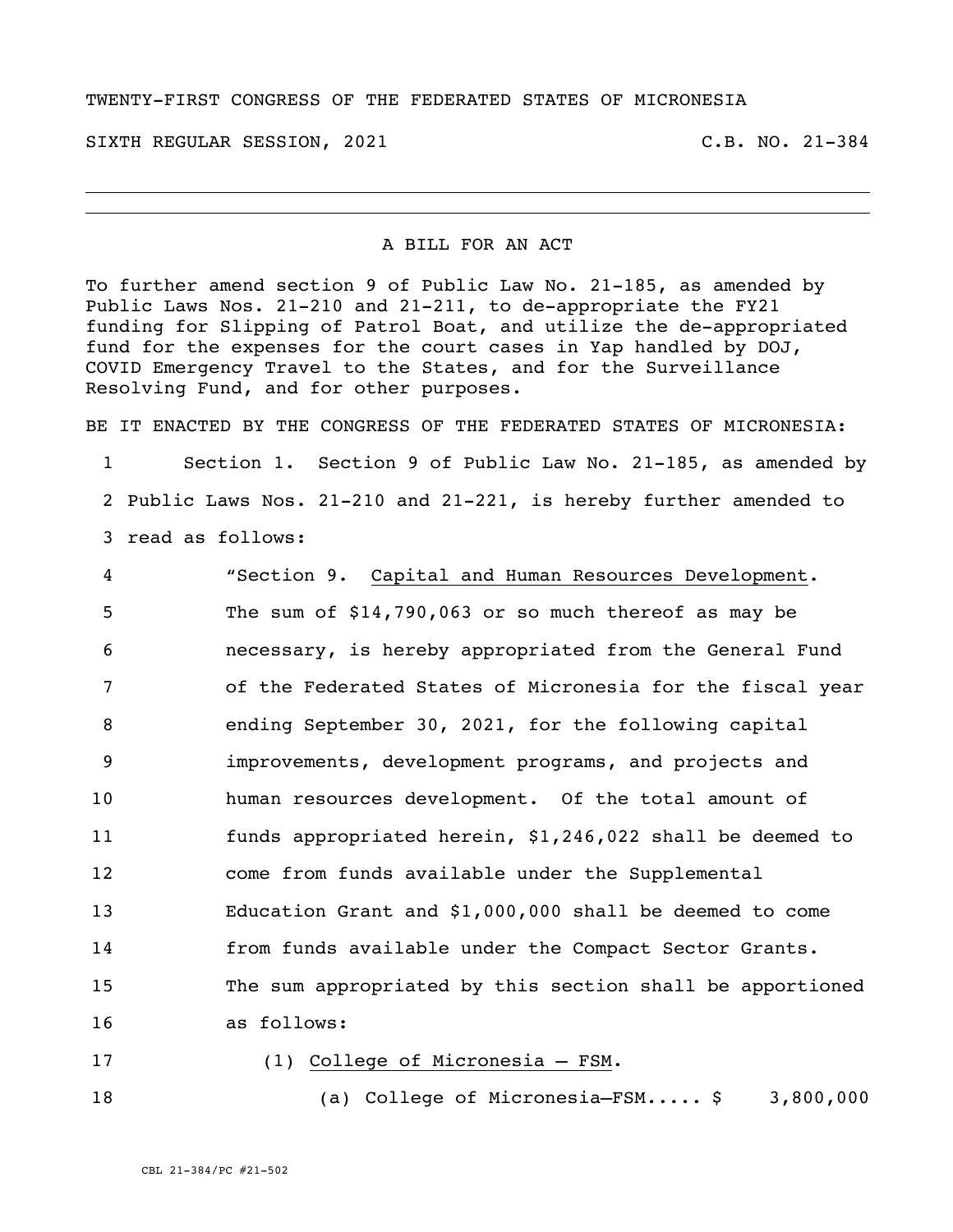TWENTY-FIRST CONGRESS OF THE FEDERATED STATES OF MICRONESIA

SIXTH REGULAR SESSION, 2021 C.B. NO. 21-384

---

A BILL FOR AN ACT

To further amend section 9 of Public Law No. 21-185, as amended by Public Laws Nos. 21-210 and 21-211, to de-appropriate the FY21 funding for Slipping of Patrol Boat, and utilize the de-appropriated fund for the expenses for the court cases in Yap handled by DOJ, COVID Emergency Travel to the States, and for the Surveillance Resolving Fund, and for other purposes.

BE IT ENACTED BY THE CONGRESS OF THE FEDERATED STATES OF MICRONESIA:

1 Section 1. Section 9 of Public Law No. 21-185, as amended by
2 Public Laws Nos. 21-210 and 21-221, is hereby further amended to
3 read as follows:

4 "Section 9. Capital and Human Resources Development.
5 The sum of $14,790,063 or so much thereof as may be
6 necessary, is hereby appropriated from the General Fund
7 of the Federated States of Micronesia for the fiscal year
8 ending September 30, 2021, for the following capital
9 improvements, development programs, and projects and
10 human resources development. Of the total amount of
11 funds appropriated herein, $1,246,022 shall be deemed to
12 come from funds available under the Supplemental
13 Education Grant and $1,000,000 shall be deemed to come
14 from funds available under the Compact Sector Grants.
15 The sum appropriated by this section shall be apportioned
16 as follows:

17 (1) College of Micronesia – FSM.

18 (a) College of Micronesia–FSM..... $ 3,800,000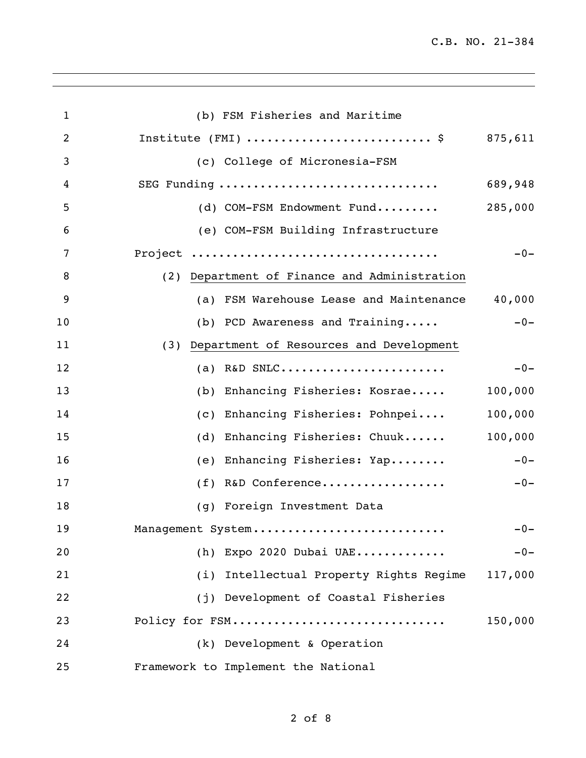(b) FSM Fisheries and Maritime Institute (FMI) .......................... $ 875,611

(c) College of Micronesia-FSM SEG Funding ............................... 689,948

(d) COM-FSM Endowment Fund......... 285,000

(e) COM-FSM Building Infrastructure Project .................................. -0-

(2) <u>Department of Finance and Administration</u>

(a) FSM Warehouse Lease and Maintenance 40,000

(b) PCD Awareness and Training..... -0-

(3) <u>Department of Resources and Development</u>

(a) R&D SNLC....................... -0-

(b) Enhancing Fisheries: Kosrae..... 100,000

(c) Enhancing Fisheries: Pohnpei.... 100,000

(d) Enhancing Fisheries: Chuuk...... 100,000

(e) Enhancing Fisheries: Yap........ -0-

(f) R&D Conference................. -0-

(g) Foreign Investment Data Management System.......................... -0-

(h) Expo 2020 Dubai UAE............ -0-

(i) Intellectual Property Rights Regime 117,000

(j) Development of Coastal Fisheries Policy for FSM............................. 150,000

(k) Development & Operation Framework to Implement the National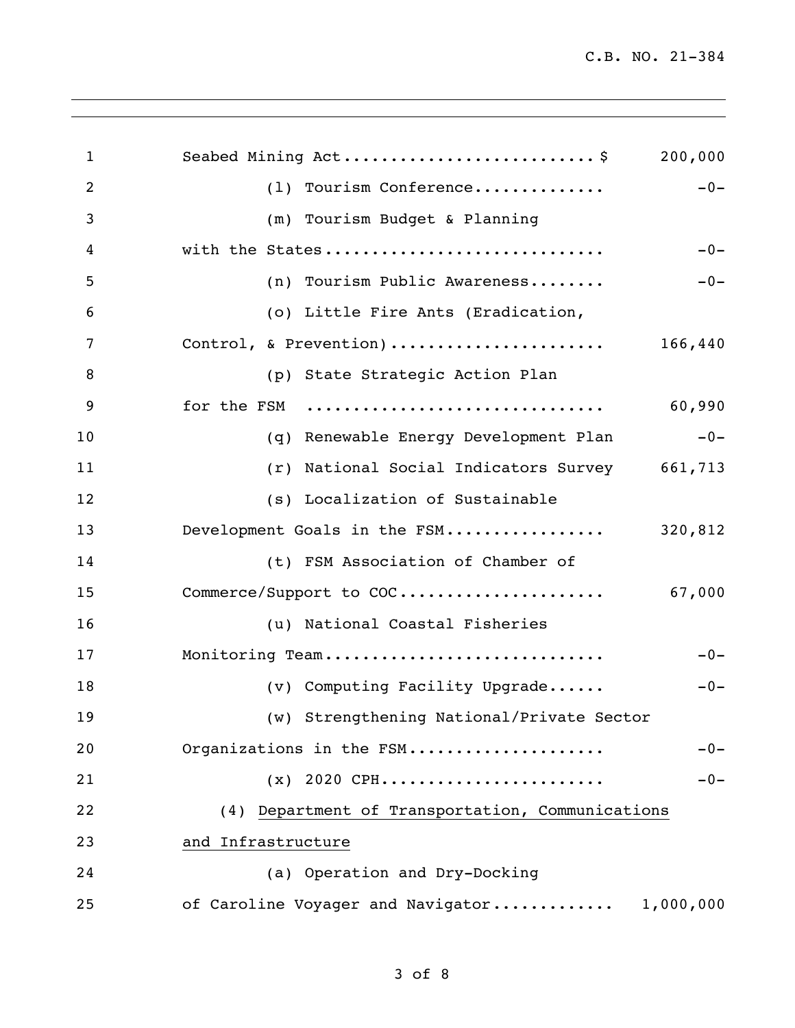Seabed Mining Act...........................$ 200,000

(l) Tourism Conference............. -0-

(m) Tourism Budget & Planning with the States............................. -0-

(n) Tourism Public Awareness........ -0-

(o) Little Fire Ants (Eradication, Control, & Prevention)...................... 166,440

(p) State Strategic Action Plan for the FSM .............................. 60,990

(q) Renewable Energy Development Plan -0-

(r) National Social Indicators Survey 661,713

(s) Localization of Sustainable Development Goals in the FSM................ 320,812

(t) FSM Association of Chamber of Commerce/Support to COC..................... 67,000

(u) National Coastal Fisheries Monitoring Team............................ -0-

(v) Computing Facility Upgrade...... -0-

(w) Strengthening National/Private Sector Organizations in the FSM.................... -0-

(x) 2020 CPH....................... -0-

(4) <u>Department of Transportation, Communications and Infrastructure</u>

(a) Operation and Dry-Docking of Caroline Voyager and Navigator............ 1,000,000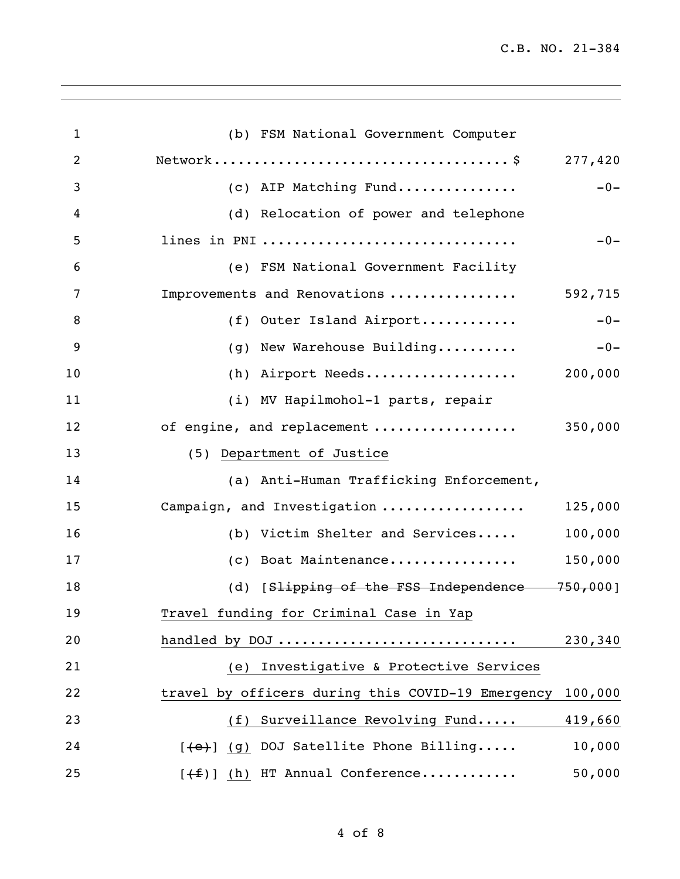(b) FSM National Government Computer Network....................................$ 277,420

(c) AIP Matching Fund............... -0-

(d) Relocation of power and telephone lines in PNI ............................... -0-

(e) FSM National Government Facility Improvements and Renovations ................ 592,715

(f) Outer Island Airport............ -0-

(g) New Warehouse Building.......... -0-

(h) Airport Needs................... 200,000

(i) MV Hapilmohol-1 parts, repair of engine, and replacement .................. 350,000

(5) <u>Department of Justice</u>

(a) Anti-Human Trafficking Enforcement, Campaign, and Investigation .................. 125,000

(b) Victim Shelter and Services..... 100,000

(c) Boat Maintenance................ 150,000

(d) [~~Slipping of the FSS Independence 750,000~~] <u>Travel funding for Criminal Case in Yap handled by DOJ ............................. 230,340</u>

<u>(e) Investigative & Protective Services travel by officers during this COVID-19 Emergency 100,000</u>

<u>(f) Surveillance Revolving Fund..... 419,660</u>

[~~(e)~~] <u>(g)</u> DOJ Satellite Phone Billing..... 10,000

[~~(f)~~] <u>(h)</u> HT Annual Conference............ 50,000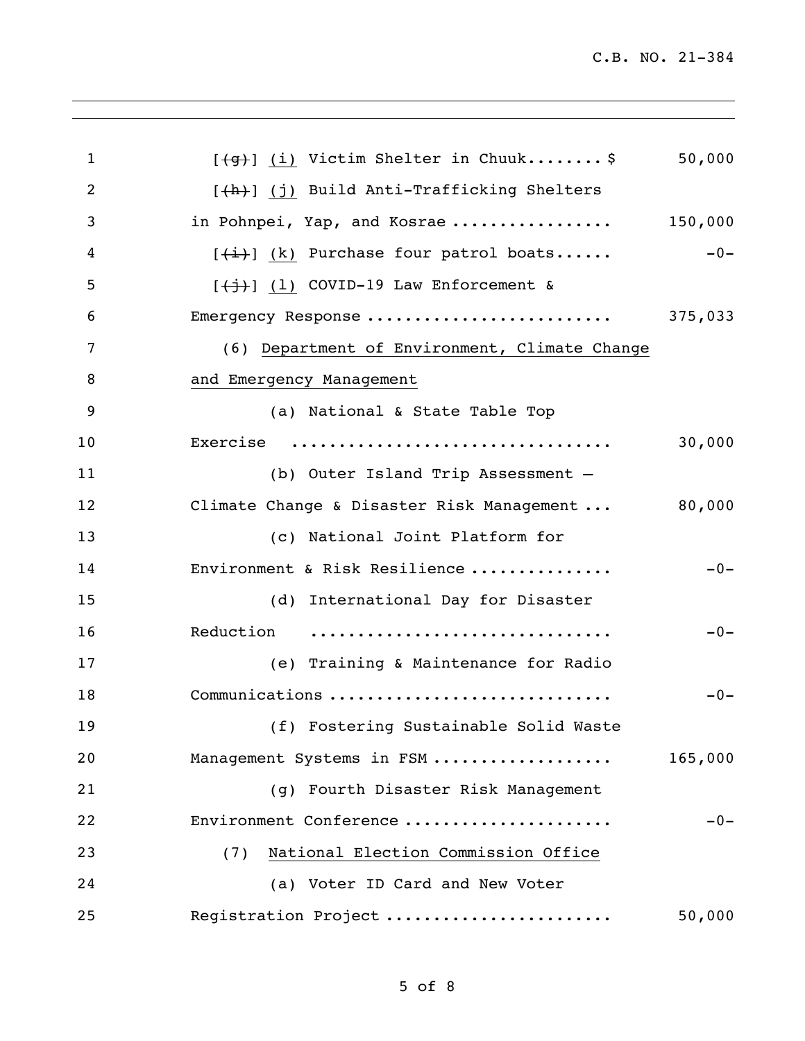[~~(g)~~] <u>(i)</u> Victim Shelter in Chuuk........ $ 50,000

[~~(h)~~] <u>(j)</u> Build Anti-Trafficking Shelters in Pohnpei, Yap, and Kosrae ................ 150,000

[~~(i)~~] <u>(k)</u> Purchase four patrol boats...... -0-

[~~(j)~~] <u>(l)</u> COVID-19 Law Enforcement & Emergency Response ........................ 375,033

(6) <u>Department of Environment, Climate Change and Emergency Management</u>

(a) National & State Table Top Exercise ................................ 30,000

(b) Outer Island Trip Assessment – Climate Change & Disaster Risk Management ... 80,000

(c) National Joint Platform for Environment & Risk Resilience .............. -0-

(d) International Day for Disaster Reduction ............................... -0-

(e) Training & Maintenance for Radio Communications ............................ -0-

(f) Fostering Sustainable Solid Waste Management Systems in FSM .................. 165,000

(g) Fourth Disaster Risk Management Environment Conference ..................... -0-

(7) <u>National Election Commission Office</u>

(a) Voter ID Card and New Voter Registration Project ....................... 50,000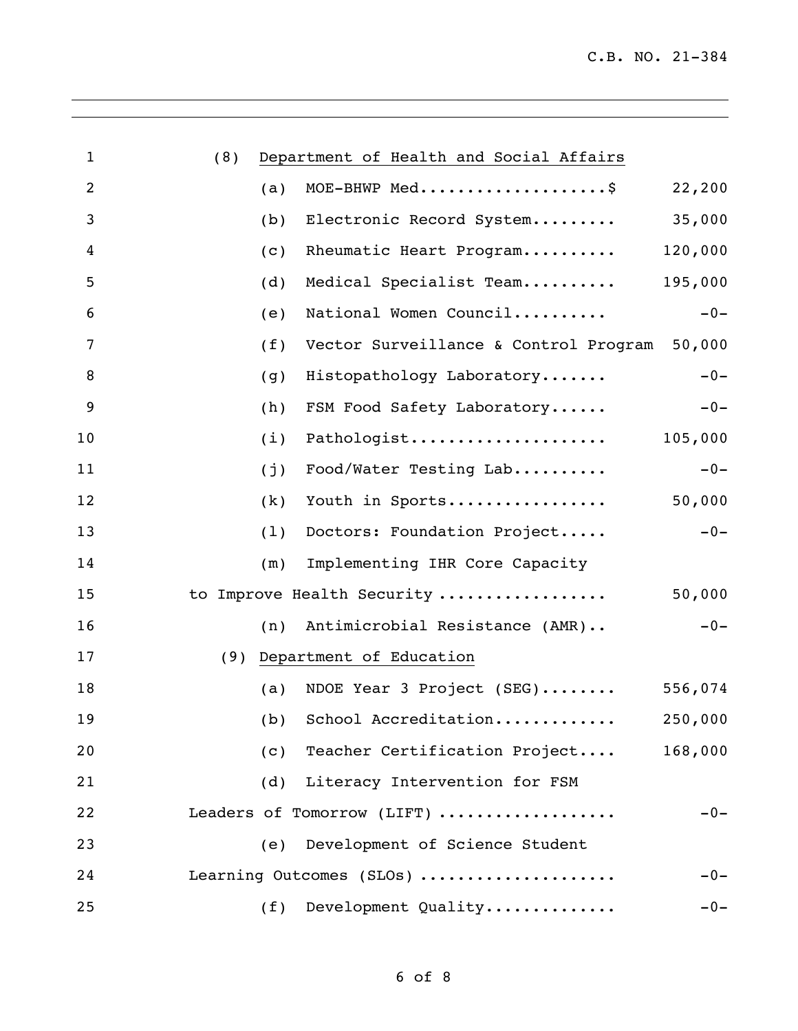(8) Department of Health and Social Affairs

| Item | Amount |
|---|---|
| (a) MOE-BHWP Med....................$ | 22,200 |
| (b) Electronic Record System......... | 35,000 |
| (c) Rheumatic Heart Program.......... | 120,000 |
| (d) Medical Specialist Team.......... | 195,000 |
| (e) National Women Council.......... | -0- |
| (f) Vector Surveillance & Control Program | 50,000 |
| (g) Histopathology Laboratory....... | -0- |
| (h) FSM Food Safety Laboratory...... | -0- |
| (i) Pathologist..................... | 105,000 |
| (j) Food/Water Testing Lab.......... | -0- |
| (k) Youth in Sports................. | 50,000 |
| (l) Doctors: Foundation Project..... | -0- |
| (m) Implementing IHR Core Capacity to Improve Health Security ................. | 50,000 |
| (n) Antimicrobial Resistance (AMR).. | -0- |

(9) Department of Education

| Item | Amount |
|---|---|
| (a) NDOE Year 3 Project (SEG)........ | 556,074 |
| (b) School Accreditation............. | 250,000 |
| (c) Teacher Certification Project.... | 168,000 |
| (d) Literacy Intervention for FSM Leaders of Tomorrow (LIFT) .................. | -0- |
| (e) Development of Science Student Learning Outcomes (SLOs) .................... | -0- |
| (f) Development Quality............. | -0- |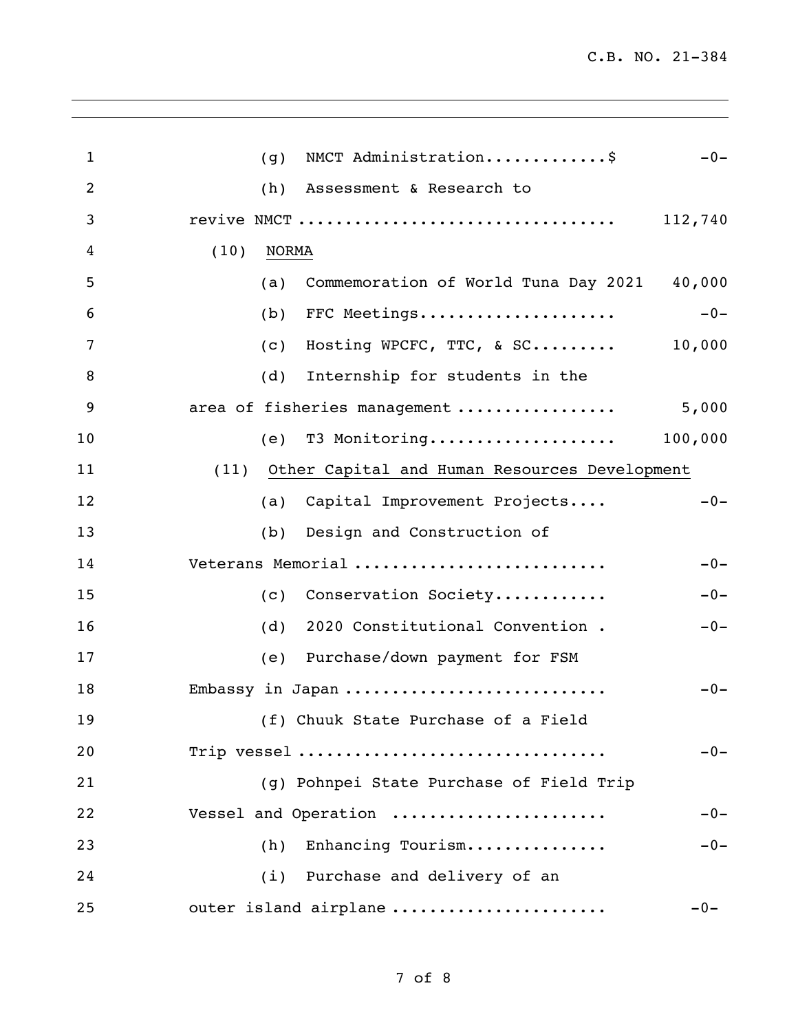(g) NMCT Administration.............$ -0-

(h) Assessment & Research to revive NMCT ................................. 112,740

(10) NORMA

(a) Commemoration of World Tuna Day 2021 40,000

(b) FFC Meetings..................... -0-

(c) Hosting WPCFC, TTC, & SC......... 10,000

(d) Internship for students in the area of fisheries management ................. 5,000

(e) T3 Monitoring.................... 100,000

(11) Other Capital and Human Resources Development

(a) Capital Improvement Projects.... -0-

(b) Design and Construction of Veterans Memorial .......................... -0-

(c) Conservation Society............ -0-

(d) 2020 Constitutional Convention . -0-

(e) Purchase/down payment for FSM Embassy in Japan ........................... -0-

(f) Chuuk State Purchase of a Field Trip vessel ................................ -0-

(g) Pohnpei State Purchase of Field Trip Vessel and Operation ...................... -0-

(h) Enhancing Tourism............... -0-

(i) Purchase and delivery of an outer island airplane ...................... -0-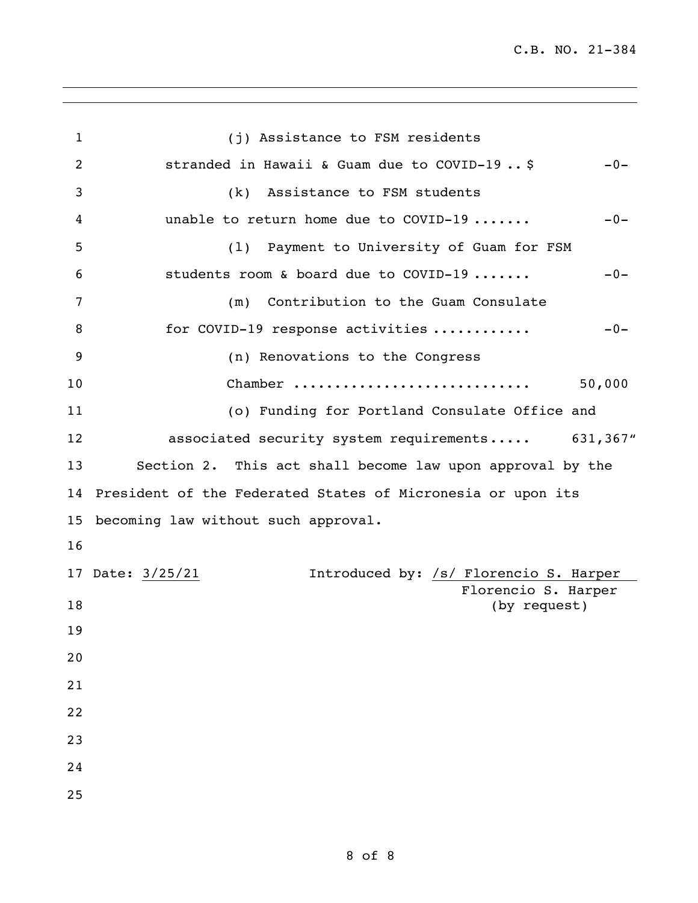(j) Assistance to FSM residents stranded in Hawaii & Guam due to COVID-19 .. $ -0-

(k) Assistance to FSM students unable to return home due to COVID-19 ....... -0-

(l) Payment to University of Guam for FSM students room & board due to COVID-19 ....... -0-

(m) Contribution to the Guam Consulate for COVID-19 response activities ........... -0-

(n) Renovations to the Congress Chamber ........................... 50,000

(o) Funding for Portland Consulate Office and associated security system requirements..... 631,367"

Section 2. This act shall become law upon approval by the President of the Federated States of Micronesia or upon its becoming law without such approval.

Date: 3/25/21

Introduced by: /s/ Florencio S. Harper
Florencio S. Harper
(by request)